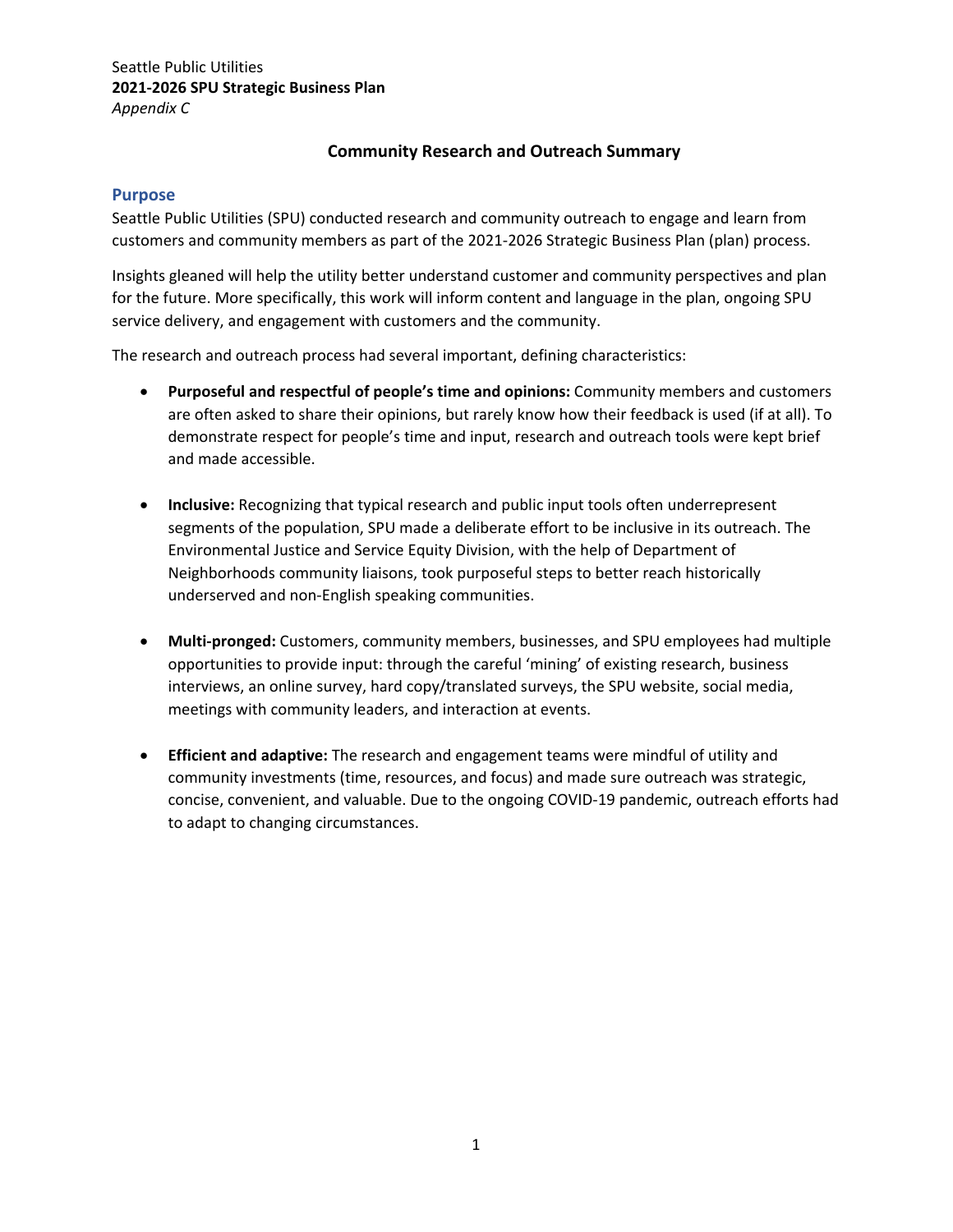Seattle Public Utilities
**2021-2026 SPU Strategic Business Plan**
*Appendix C*

# Community Research and Outreach Summary

## Purpose

Seattle Public Utilities (SPU) conducted research and community outreach to engage and learn from customers and community members as part of the 2021-2026 Strategic Business Plan (plan) process.

Insights gleaned will help the utility better understand customer and community perspectives and plan for the future. More specifically, this work will inform content and language in the plan, ongoing SPU service delivery, and engagement with customers and the community.

The research and outreach process had several important, defining characteristics:

- **Purposeful and respectful of people's time and opinions:** Community members and customers are often asked to share their opinions, but rarely know how their feedback is used (if at all). To demonstrate respect for people's time and input, research and outreach tools were kept brief and made accessible.

- **Inclusive:** Recognizing that typical research and public input tools often underrepresent segments of the population, SPU made a deliberate effort to be inclusive in its outreach. The Environmental Justice and Service Equity Division, with the help of Department of Neighborhoods community liaisons, took purposeful steps to better reach historically underserved and non-English speaking communities.

- **Multi-pronged:** Customers, community members, businesses, and SPU employees had multiple opportunities to provide input: through the careful 'mining' of existing research, business interviews, an online survey, hard copy/translated surveys, the SPU website, social media, meetings with community leaders, and interaction at events.

- **Efficient and adaptive:** The research and engagement teams were mindful of utility and community investments (time, resources, and focus) and made sure outreach was strategic, concise, convenient, and valuable. Due to the ongoing COVID-19 pandemic, outreach efforts had to adapt to changing circumstances.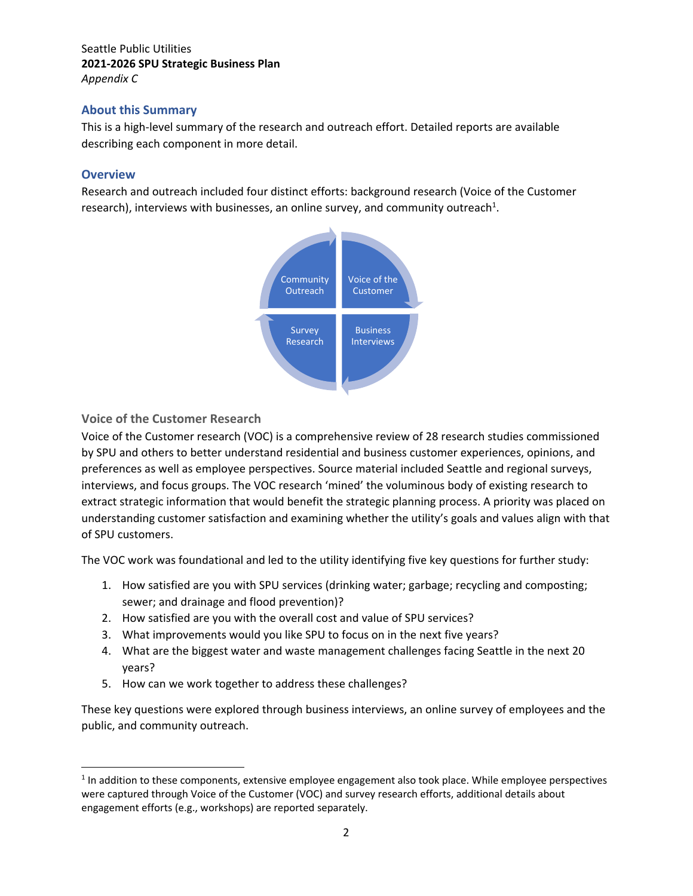Seattle Public Utilities
**2021-2026 SPU Strategic Business Plan**
*Appendix C*

## About this Summary

This is a high-level summary of the research and outreach effort. Detailed reports are available describing each component in more detail.

## Overview

Research and outreach included four distinct efforts: background research (Voice of the Customer research), interviews with businesses, an online survey, and community outreach[1].

Community Outreach
Voice of the Customer
Survey Research
Business Interviews

### Voice of the Customer Research

Voice of the Customer research (VOC) is a comprehensive review of 28 research studies commissioned by SPU and others to better understand residential and business customer experiences, opinions, and preferences as well as employee perspectives. Source material included Seattle and regional surveys, interviews, and focus groups. The VOC research 'mined' the voluminous body of existing research to extract strategic information that would benefit the strategic planning process. A priority was placed on understanding customer satisfaction and examining whether the utility's goals and values align with that of SPU customers.

The VOC work was foundational and led to the utility identifying five key questions for further study:

1. How satisfied are you with SPU services (drinking water; garbage; recycling and composting; sewer; and drainage and flood prevention)?
2. How satisfied are you with the overall cost and value of SPU services?
3. What improvements would you like SPU to focus on in the next five years?
4. What are the biggest water and waste management challenges facing Seattle in the next 20 years?
5. How can we work together to address these challenges?

These key questions were explored through business interviews, an online survey of employees and the public, and community outreach.

---

[1] In addition to these components, extensive employee engagement also took place. While employee perspectives were captured through Voice of the Customer (VOC) and survey research efforts, additional details about engagement efforts (e.g., workshops) are reported separately.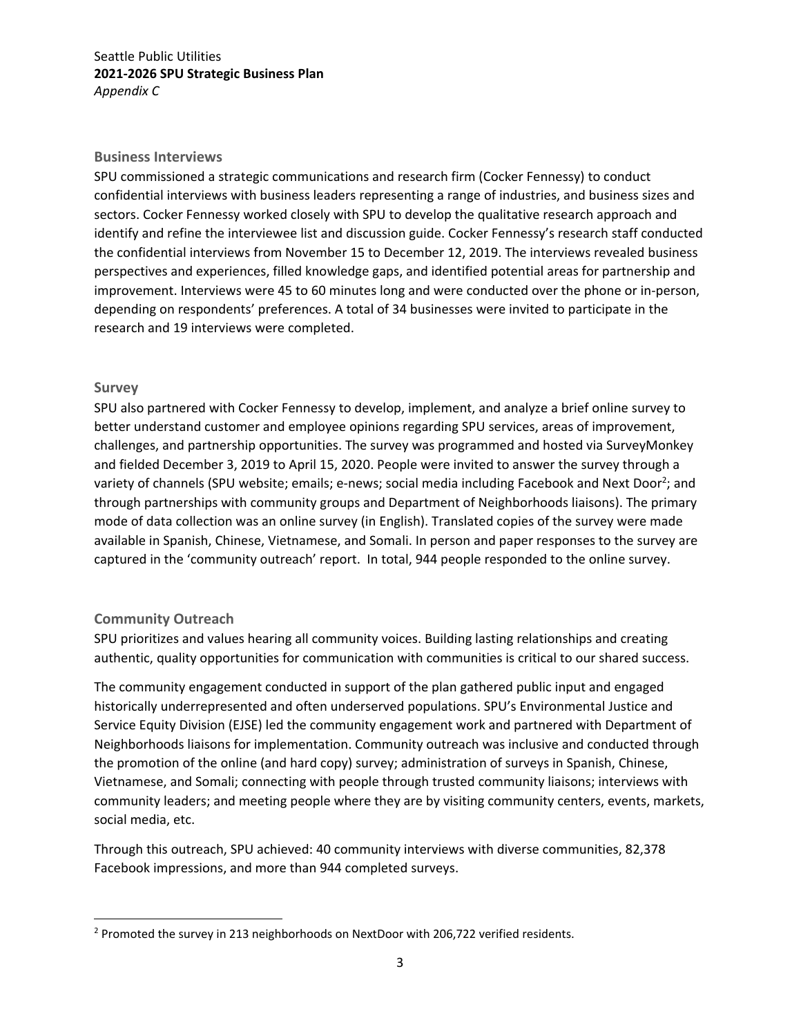## Business Interviews

SPU commissioned a strategic communications and research firm (Cocker Fennessy) to conduct confidential interviews with business leaders representing a range of industries, and business sizes and sectors. Cocker Fennessy worked closely with SPU to develop the qualitative research approach and identify and refine the interviewee list and discussion guide. Cocker Fennessy's research staff conducted the confidential interviews from November 15 to December 12, 2019. The interviews revealed business perspectives and experiences, filled knowledge gaps, and identified potential areas for partnership and improvement. Interviews were 45 to 60 minutes long and were conducted over the phone or in-person, depending on respondents' preferences. A total of 34 businesses were invited to participate in the research and 19 interviews were completed.

## Survey

SPU also partnered with Cocker Fennessy to develop, implement, and analyze a brief online survey to better understand customer and employee opinions regarding SPU services, areas of improvement, challenges, and partnership opportunities. The survey was programmed and hosted via SurveyMonkey and fielded December 3, 2019 to April 15, 2020. People were invited to answer the survey through a variety of channels (SPU website; emails; e-news; social media including Facebook and Next Door[2]; and through partnerships with community groups and Department of Neighborhoods liaisons). The primary mode of data collection was an online survey (in English). Translated copies of the survey were made available in Spanish, Chinese, Vietnamese, and Somali. In person and paper responses to the survey are captured in the 'community outreach' report. In total, 944 people responded to the online survey.

## Community Outreach

SPU prioritizes and values hearing all community voices. Building lasting relationships and creating authentic, quality opportunities for communication with communities is critical to our shared success.

The community engagement conducted in support of the plan gathered public input and engaged historically underrepresented and often underserved populations. SPU's Environmental Justice and Service Equity Division (EJSE) led the community engagement work and partnered with Department of Neighborhoods liaisons for implementation. Community outreach was inclusive and conducted through the promotion of the online (and hard copy) survey; administration of surveys in Spanish, Chinese, Vietnamese, and Somali; connecting with people through trusted community liaisons; interviews with community leaders; and meeting people where they are by visiting community centers, events, markets, social media, etc.

Through this outreach, SPU achieved: 40 community interviews with diverse communities, 82,378 Facebook impressions, and more than 944 completed surveys.

---

[2] Promoted the survey in 213 neighborhoods on NextDoor with 206,722 verified residents.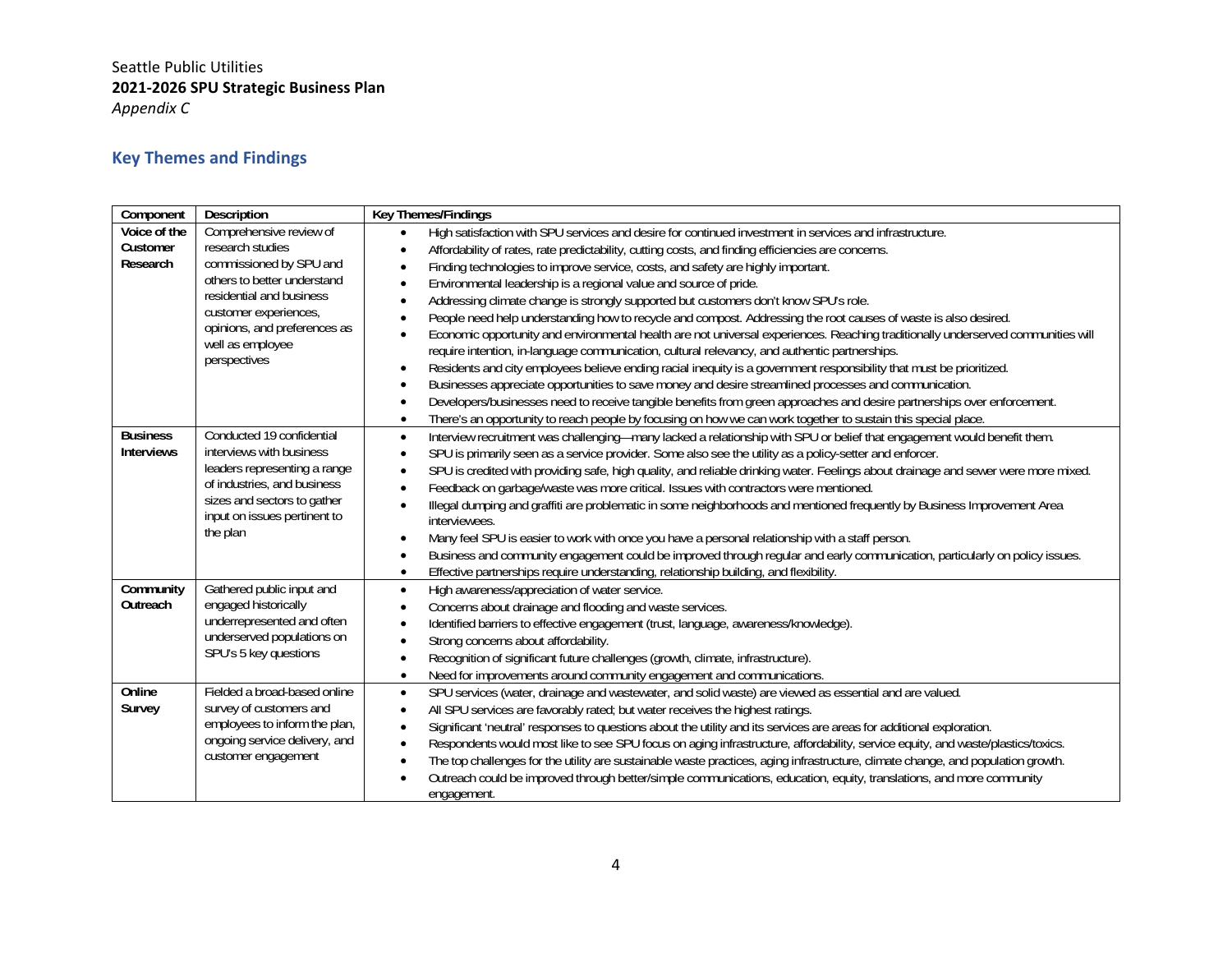Seattle Public Utilities
**2021-2026 SPU Strategic Business Plan**
*Appendix C*

## Key Themes and Findings

| Component | Description | Key Themes/Findings |
|---|---|---|
| **Voice of the Customer Research** | Comprehensive review of research studies commissioned by SPU and others to better understand residential and business customer experiences, opinions, and preferences as well as employee perspectives | • High satisfaction with SPU services and desire for continued investment in services and infrastructure.<br>• Affordability of rates, rate predictability, cutting costs, and finding efficiencies are concerns.<br>• Finding technologies to improve service, costs, and safety are highly important.<br>• Environmental leadership is a regional value and source of pride.<br>• Addressing climate change is strongly supported but customers don't know SPU's role.<br>• People need help understanding how to recycle and compost. Addressing the root causes of waste is also desired.<br>• Economic opportunity and environmental health are not universal experiences. Reaching traditionally underserved communities will require intention, in-language communication, cultural relevancy, and authentic partnerships.<br>• Residents and city employees believe ending racial inequity is a government responsibility that must be prioritized.<br>• Businesses appreciate opportunities to save money and desire streamlined processes and communication.<br>• Developers/businesses need to receive tangible benefits from green approaches and desire partnerships over enforcement.<br>• There's an opportunity to reach people by focusing on how we can work together to sustain this special place. |
| **Business Interviews** | Conducted 19 confidential interviews with business leaders representing a range of industries, and business sizes and sectors to gather input on issues pertinent to the plan | • Interview recruitment was challenging—many lacked a relationship with SPU or belief that engagement would benefit them.<br>• SPU is primarily seen as a service provider. Some also see the utility as a policy-setter and enforcer.<br>• SPU is credited with providing safe, high quality, and reliable drinking water. Feelings about drainage and sewer were more mixed.<br>• Feedback on garbage/waste was more critical. Issues with contractors were mentioned.<br>• Illegal dumping and graffiti are problematic in some neighborhoods and mentioned frequently by Business Improvement Area interviewees.<br>• Many feel SPU is easier to work with once you have a personal relationship with a staff person.<br>• Business and community engagement could be improved through regular and early communication, particularly on policy issues.<br>• Effective partnerships require understanding, relationship building, and flexibility. |
| **Community Outreach** | Gathered public input and engaged historically underrepresented and often underserved populations on SPU's 5 key questions | • High awareness/appreciation of water service.<br>• Concerns about drainage and flooding and waste services.<br>• Identified barriers to effective engagement (trust, language, awareness/knowledge).<br>• Strong concerns about affordability.<br>• Recognition of significant future challenges (growth, climate, infrastructure).<br>• Need for improvements around community engagement and communications. |
| **Online Survey** | Fielded a broad-based online survey of customers and employees to inform the plan, ongoing service delivery, and customer engagement | • SPU services (water, drainage and wastewater, and solid waste) are viewed as essential and are valued.<br>• All SPU services are favorably rated; but water receives the highest ratings.<br>• Significant 'neutral' responses to questions about the utility and its services are areas for additional exploration.<br>• Respondents would most like to see SPU focus on aging infrastructure, affordability, service equity, and waste/plastics/toxics.<br>• The top challenges for the utility are sustainable waste practices, aging infrastructure, climate change, and population growth.<br>• Outreach could be improved through better/simple communications, education, equity, translations, and more community engagement. |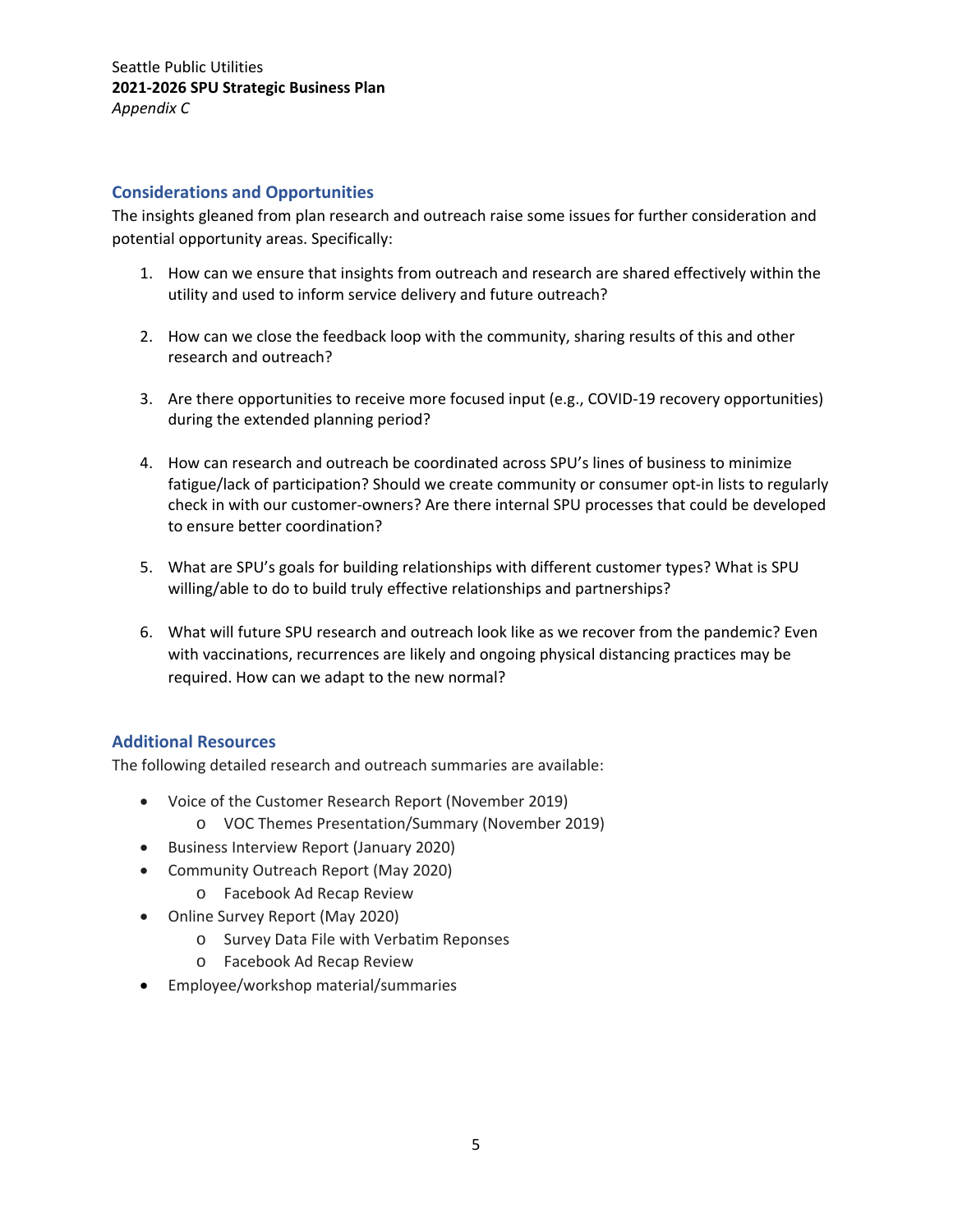## Considerations and Opportunities

The insights gleaned from plan research and outreach raise some issues for further consideration and potential opportunity areas. Specifically:

1. How can we ensure that insights from outreach and research are shared effectively within the utility and used to inform service delivery and future outreach?

2. How can we close the feedback loop with the community, sharing results of this and other research and outreach?

3. Are there opportunities to receive more focused input (e.g., COVID-19 recovery opportunities) during the extended planning period?

4. How can research and outreach be coordinated across SPU's lines of business to minimize fatigue/lack of participation? Should we create community or consumer opt-in lists to regularly check in with our customer-owners? Are there internal SPU processes that could be developed to ensure better coordination?

5. What are SPU's goals for building relationships with different customer types? What is SPU willing/able to do to build truly effective relationships and partnerships?

6. What will future SPU research and outreach look like as we recover from the pandemic? Even with vaccinations, recurrences are likely and ongoing physical distancing practices may be required. How can we adapt to the new normal?

## Additional Resources

The following detailed research and outreach summaries are available:

- Voice of the Customer Research Report (November 2019)
  - VOC Themes Presentation/Summary (November 2019)
- Business Interview Report (January 2020)
- Community Outreach Report (May 2020)
  - Facebook Ad Recap Review
- Online Survey Report (May 2020)
  - Survey Data File with Verbatim Reponses
  - Facebook Ad Recap Review
- Employee/workshop material/summaries